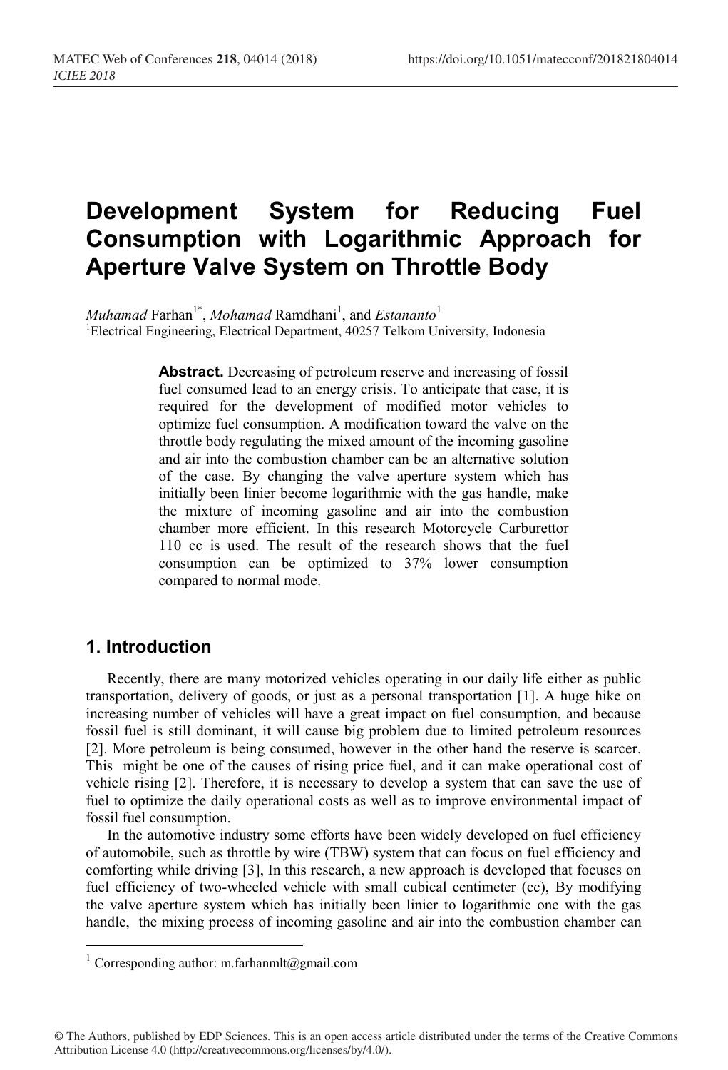# Development System for Reducing Fuel Consumption with Logarithmic Approach for Aperture Valve System on Throttle Body

*Muhamad* Farhan[1*], *Mohamad* Ramdhani[1], and *Estananto*[1]

[1]Electrical Engineering, Electrical Department, 40257 Telkom University, Indonesia

**Abstract.** Decreasing of petroleum reserve and increasing of fossil fuel consumed lead to an energy crisis. To anticipate that case, it is required for the development of modified motor vehicles to optimize fuel consumption. A modification toward the valve on the throttle body regulating the mixed amount of the incoming gasoline and air into the combustion chamber can be an alternative solution of the case. By changing the valve aperture system which has initially been linier become logarithmic with the gas handle, make the mixture of incoming gasoline and air into the combustion chamber more efficient. In this research Motorcycle Carburettor 110 cc is used. The result of the research shows that the fuel consumption can be optimized to 37% lower consumption compared to normal mode.

## 1. Introduction

Recently, there are many motorized vehicles operating in our daily life either as public transportation, delivery of goods, or just as a personal transportation [1]. A huge hike on increasing number of vehicles will have a great impact on fuel consumption, and because fossil fuel is still dominant, it will cause big problem due to limited petroleum resources [2]. More petroleum is being consumed, however in the other hand the reserve is scarcer. This might be one of the causes of rising price fuel, and it can make operational cost of vehicle rising [2]. Therefore, it is necessary to develop a system that can save the use of fuel to optimize the daily operational costs as well as to improve environmental impact of fossil fuel consumption.

In the automotive industry some efforts have been widely developed on fuel efficiency of automobile, such as throttle by wire (TBW) system that can focus on fuel efficiency and comforting while driving [3], In this research, a new approach is developed that focuses on fuel efficiency of two-wheeled vehicle with small cubical centimeter (cc), By modifying the valve aperture system which has initially been linier to logarithmic one with the gas handle, the mixing process of incoming gasoline and air into the combustion chamber can

---

[1] Corresponding author: m.farhanmlt@gmail.com

© The Authors, published by EDP Sciences. This is an open access article distributed under the terms of the Creative Commons Attribution License 4.0 (http://creativecommons.org/licenses/by/4.0/).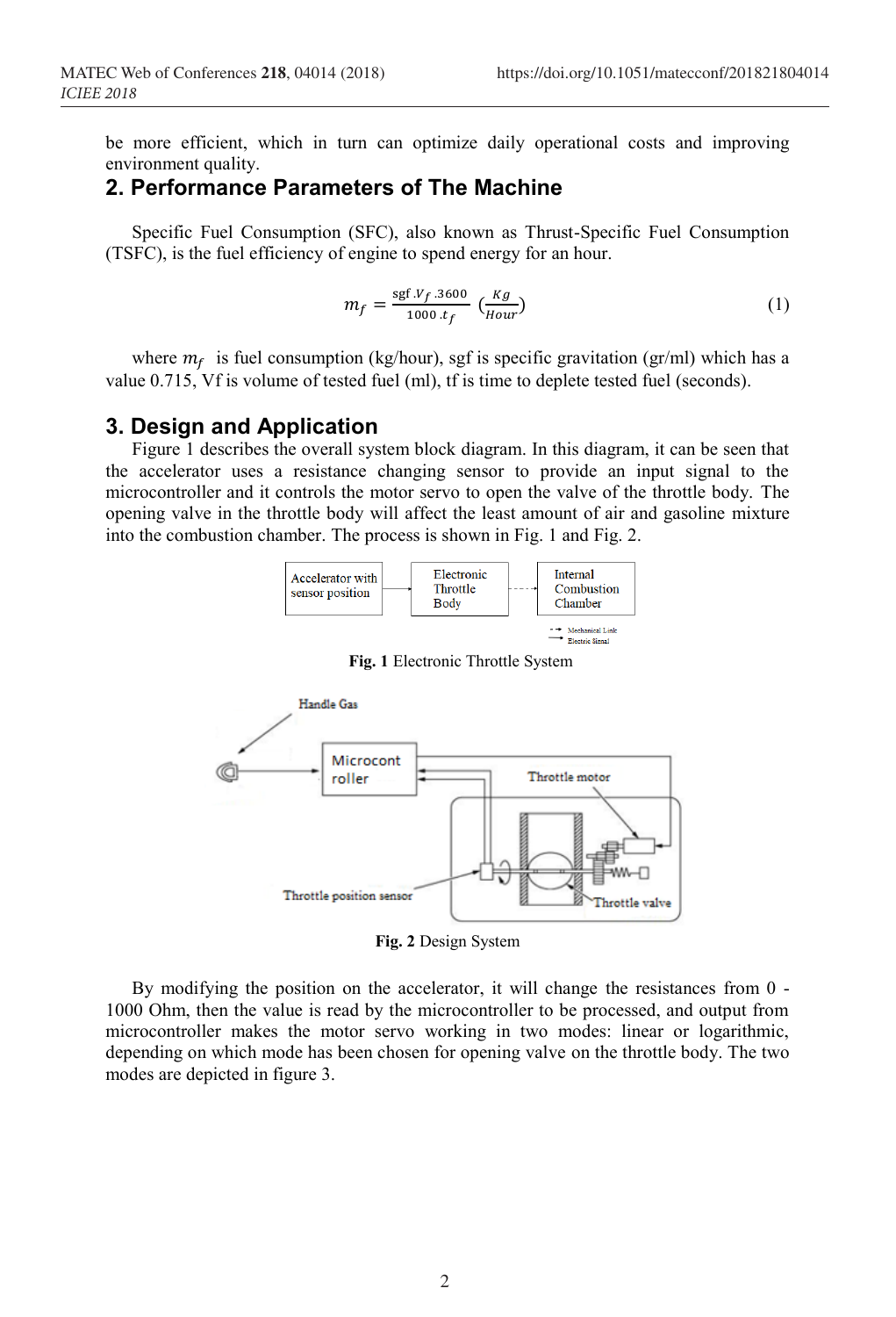be more efficient, which in turn can optimize daily operational costs and improving environment quality.

## 2. Performance Parameters of The Machine

Specific Fuel Consumption (SFC), also known as Thrust-Specific Fuel Consumption (TSFC), is the fuel efficiency of engine to spend energy for an hour.

$$m_f = \frac{\text{sgf} . V_f . 3600}{1000 . t_f} \left(\frac{Kg}{Hour}\right) \tag{1}$$

where $m_f$ is fuel consumption (kg/hour), sgf is specific gravitation (gr/ml) which has a value 0.715, Vf is volume of tested fuel (ml), tf is time to deplete tested fuel (seconds).

## 3. Design and Application

Figure 1 describes the overall system block diagram. In this diagram, it can be seen that the accelerator uses a resistance changing sensor to provide an input signal to the microcontroller and it controls the motor servo to open the valve of the throttle body. The opening valve in the throttle body will affect the least amount of air and gasoline mixture into the combustion chamber. The process is shown in Fig. 1 and Fig. 2.

**Fig. 1** Electronic Throttle System

**Fig. 2** Design System

By modifying the position on the accelerator, it will change the resistances from 0 - 1000 Ohm, then the value is read by the microcontroller to be processed, and output from microcontroller makes the motor servo working in two modes: linear or logarithmic, depending on which mode has been chosen for opening valve on the throttle body. The two modes are depicted in figure 3.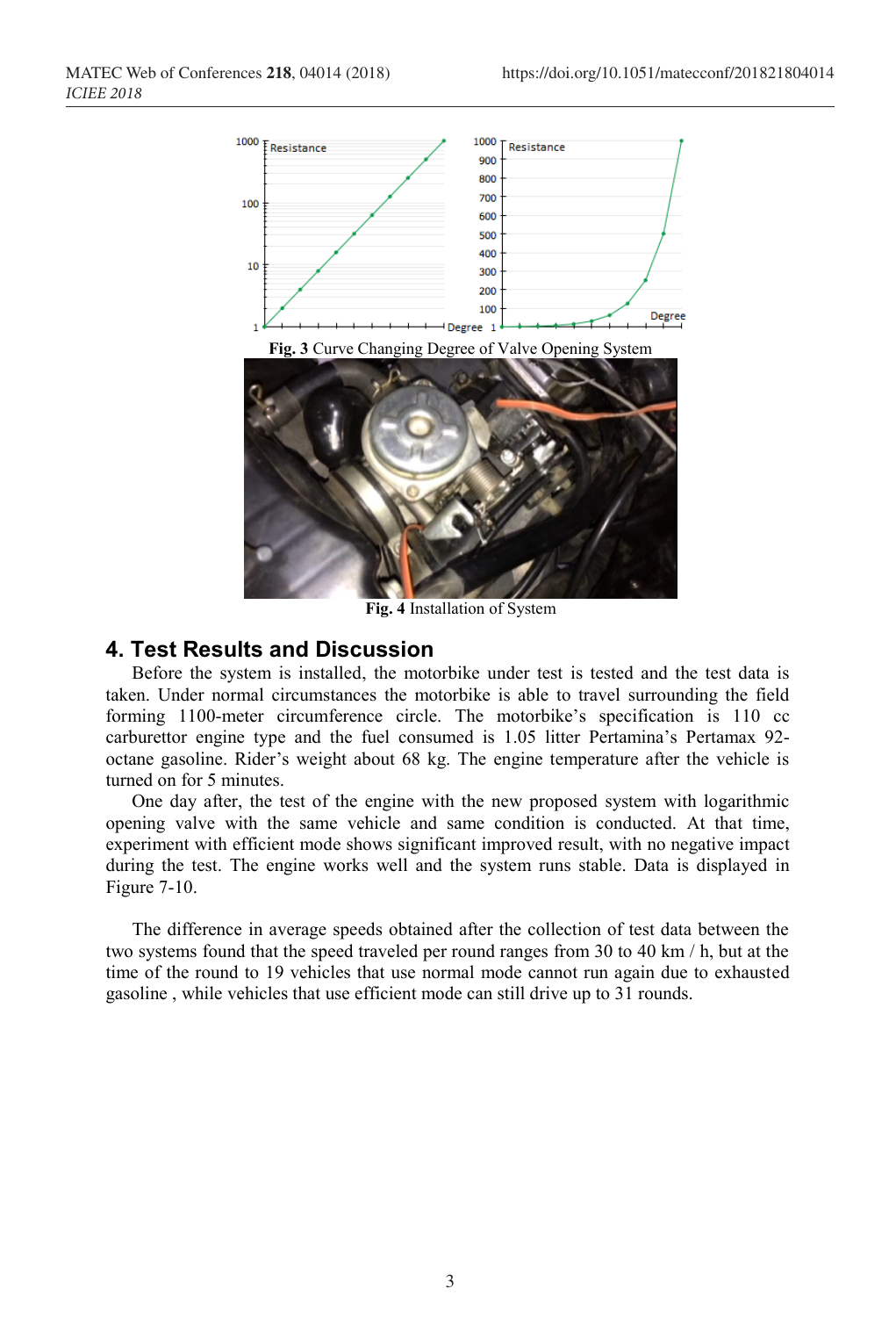**Fig. 3** Curve Changing Degree of Valve Opening System

**Fig. 4** Installation of System

## 4. Test Results and Discussion

Before the system is installed, the motorbike under test is tested and the test data is taken. Under normal circumstances the motorbike is able to travel surrounding the field forming 1100-meter circumference circle. The motorbike's specification is 110 cc carburettor engine type and the fuel consumed is 1.05 litter Pertamina's Pertamax 92-octane gasoline. Rider's weight about 68 kg. The engine temperature after the vehicle is turned on for 5 minutes.

One day after, the test of the engine with the new proposed system with logarithmic opening valve with the same vehicle and same condition is conducted. At that time, experiment with efficient mode shows significant improved result, with no negative impact during the test. The engine works well and the system runs stable. Data is displayed in Figure 7-10.

The difference in average speeds obtained after the collection of test data between the two systems found that the speed traveled per round ranges from 30 to 40 km / h, but at the time of the round to 19 vehicles that use normal mode cannot run again due to exhausted gasoline , while vehicles that use efficient mode can still drive up to 31 rounds.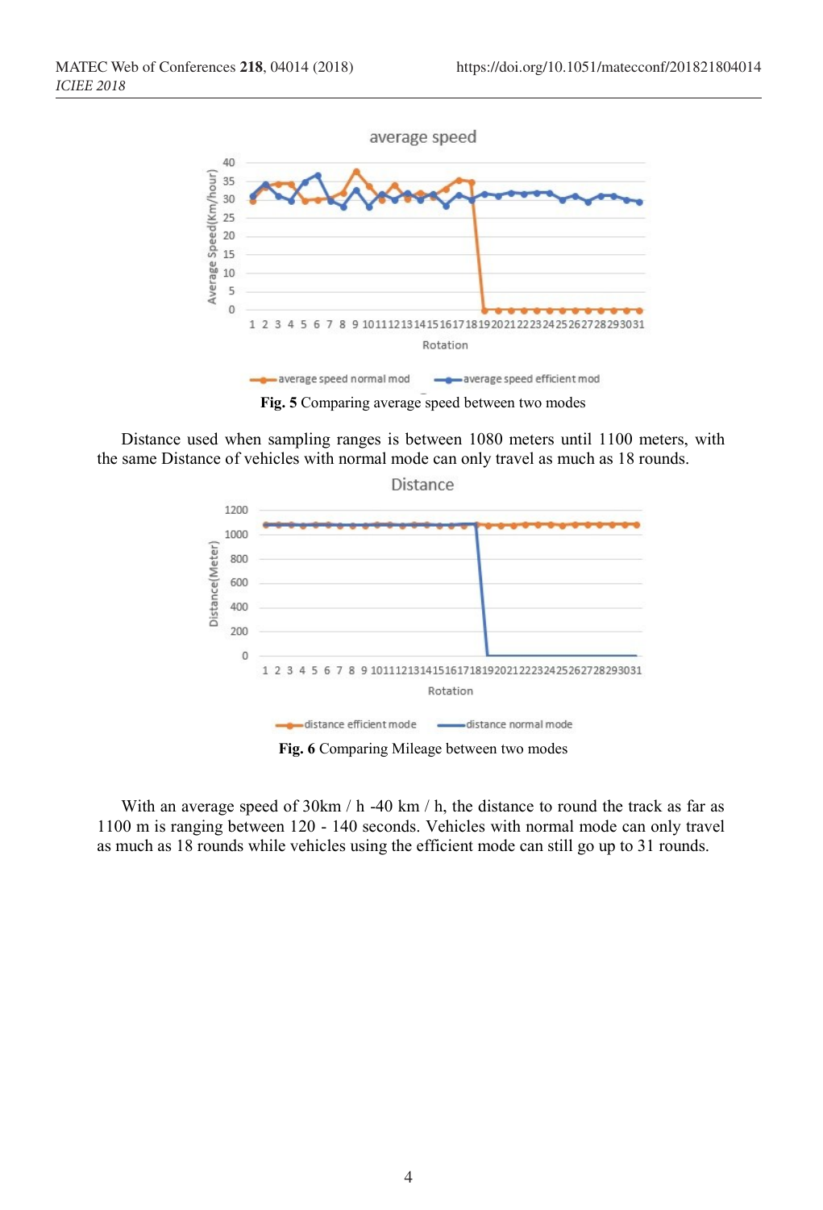**Fig. 5** Comparing average speed between two modes

Distance used when sampling ranges is between 1080 meters until 1100 meters, with the same Distance of vehicles with normal mode can only travel as much as 18 rounds.

**Fig. 6** Comparing Mileage between two modes

With an average speed of 30km / h -40 km / h, the distance to round the track as far as 1100 m is ranging between 120 - 140 seconds. Vehicles with normal mode can only travel as much as 18 rounds while vehicles using the efficient mode can still go up to 31 rounds.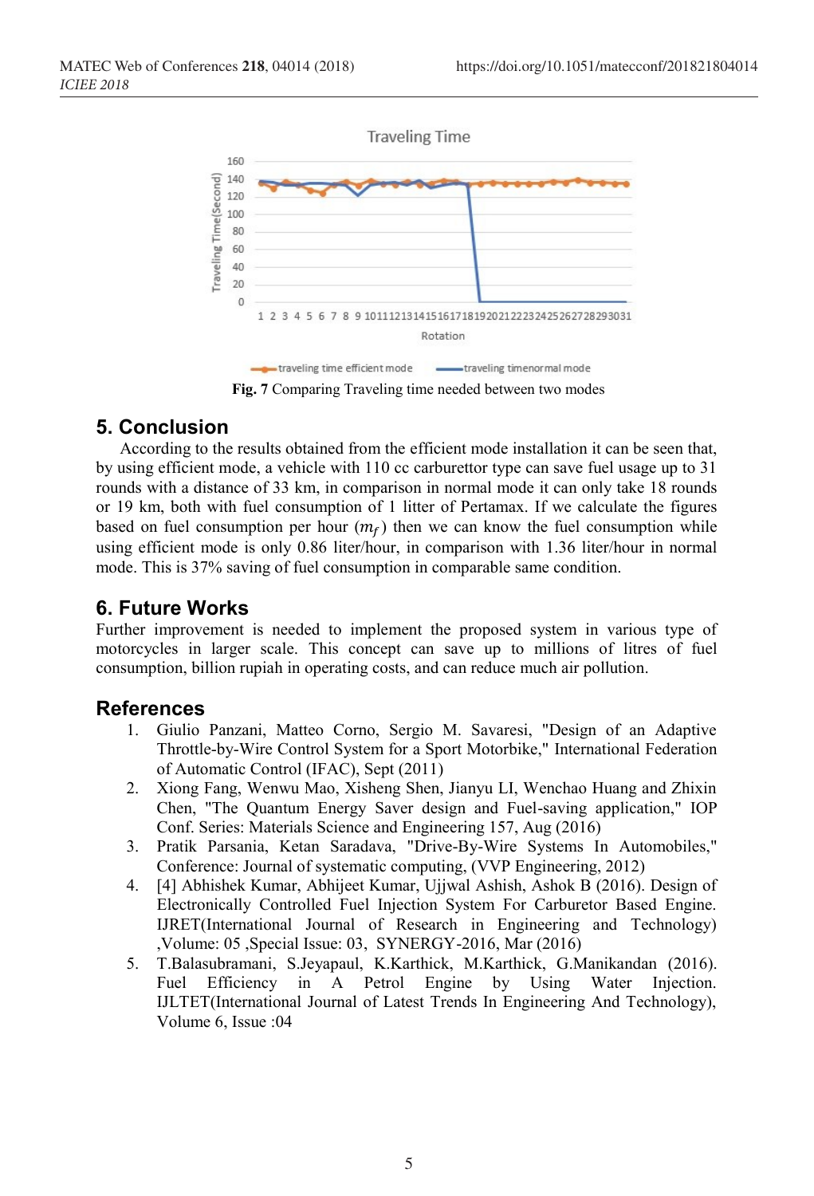Traveling Time

Traveling Time(Second)

160
140
120
100
80
60
40
20
0

1 2 3 4 5 6 7 8 9 10 11 12 13 14 15 16 17 18 19 20 21 22 23 24 25 26 27 28 29 30 31

Rotation

traveling time efficient mode
traveling timenormal mode

**Fig. 7** Comparing Traveling time needed between two modes

## 5. Conclusion

According to the results obtained from the efficient mode installation it can be seen that, by using efficient mode, a vehicle with 110 cc carburettor type can save fuel usage up to 31 rounds with a distance of 33 km, in comparison in normal mode it can only take 18 rounds or 19 km, both with fuel consumption of 1 litter of Pertamax. If we calculate the figures based on fuel consumption per hour ($m_f$) then we can know the fuel consumption while using efficient mode is only 0.86 liter/hour, in comparison with 1.36 liter/hour in normal mode. This is 37% saving of fuel consumption in comparable same condition.

## 6. Future Works

Further improvement is needed to implement the proposed system in various type of motorcycles in larger scale. This concept can save up to millions of litres of fuel consumption, billion rupiah in operating costs, and can reduce much air pollution.

## References

1. Giulio Panzani, Matteo Corno, Sergio M. Savaresi, "Design of an Adaptive Throttle-by-Wire Control System for a Sport Motorbike," International Federation of Automatic Control (IFAC), Sept (2011)
2. Xiong Fang, Wenwu Mao, Xisheng Shen, Jianyu LI, Wenchao Huang and Zhixin Chen, "The Quantum Energy Saver design and Fuel-saving application," IOP Conf. Series: Materials Science and Engineering 157, Aug (2016)
3. Pratik Parsania, Ketan Saradava, "Drive-By-Wire Systems In Automobiles," Conference: Journal of systematic computing, (VVP Engineering, 2012)
4. [4] Abhishek Kumar, Abhijeet Kumar, Ujjwal Ashish, Ashok B (2016). Design of Electronically Controlled Fuel Injection System For Carburetor Based Engine. IJRET(International Journal of Research in Engineering and Technology) ,Volume: 05 ,Special Issue: 03, SYNERGY-2016, Mar (2016)
5. T.Balasubramani, S.Jeyapaul, K.Karthick, M.Karthick, G.Manikandan (2016). Fuel Efficiency in A Petrol Engine by Using Water Injection. IJLTET(International Journal of Latest Trends In Engineering And Technology), Volume 6, Issue :04